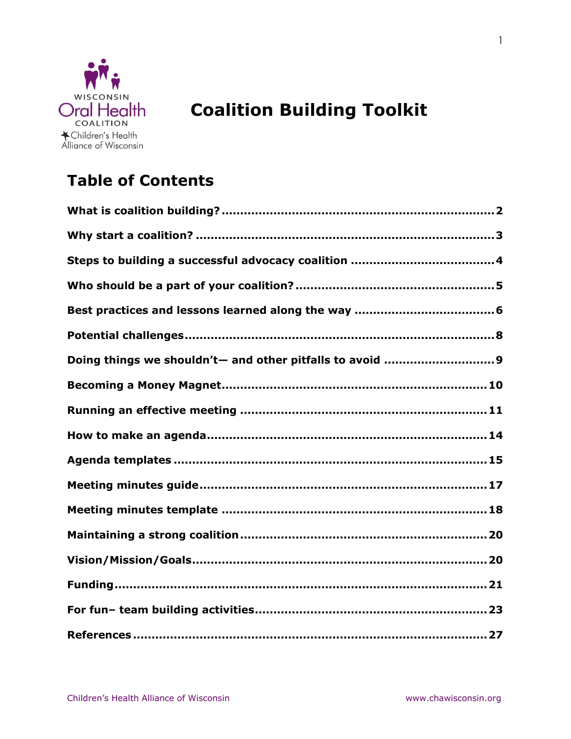Wisconsin Oral Health Coalition
Children's Health Alliance of Wisconsin

# Coalition Building Toolkit

## Table of Contents

| | |
|---|---|
| **What is coalition building?** | **2** |
| **Why start a coalition?** | **3** |
| **Steps to building a successful advocacy coalition** | **4** |
| **Who should be a part of your coalition?** | **5** |
| **Best practices and lessons learned along the way** | **6** |
| **Potential challenges** | **8** |
| **Doing things we shouldn't— and other pitfalls to avoid** | **9** |
| **Becoming a Money Magnet** | **10** |
| **Running an effective meeting** | **11** |
| **How to make an agenda** | **14** |
| **Agenda templates** | **15** |
| **Meeting minutes guide** | **17** |
| **Meeting minutes template** | **18** |
| **Maintaining a strong coalition** | **20** |
| **Vision/Mission/Goals** | **20** |
| **Funding** | **21** |
| **For fun– team building activities** | **23** |
| **References** | **27** |

Children's Health Alliance of Wisconsin www.chawisconsin.org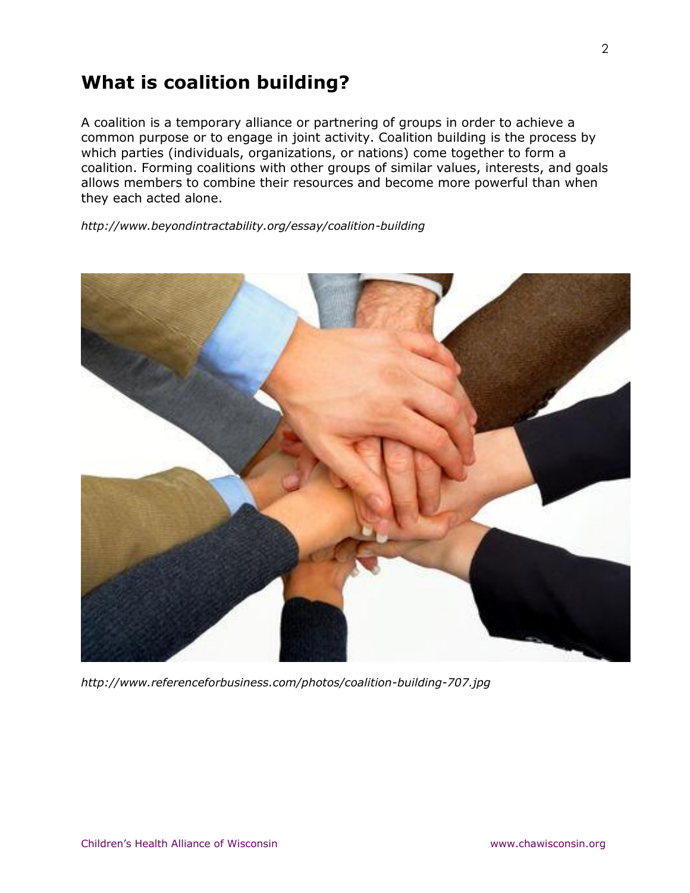## What is coalition building?

A coalition is a temporary alliance or partnering of groups in order to achieve a common purpose or to engage in joint activity. Coalition building is the process by which parties (individuals, organizations, or nations) come together to form a coalition. Forming coalitions with other groups of similar values, interests, and goals allows members to combine their resources and become more powerful than when they each acted alone.

*http://www.beyondintractability.org/essay/coalition-building*

*http://www.referenceforbusiness.com/photos/coalition-building-707.jpg*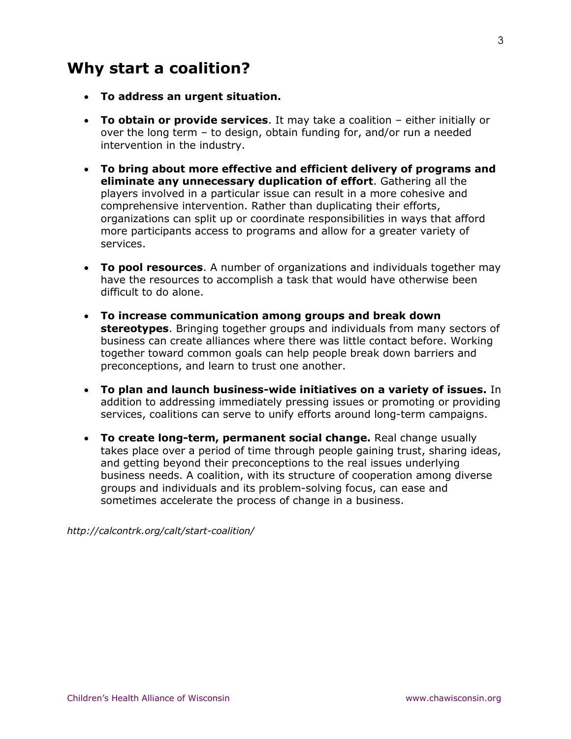## Why start a coalition?

- **To address an urgent situation.**
- **To obtain or provide services**. It may take a coalition – either initially or over the long term – to design, obtain funding for, and/or run a needed intervention in the industry.
- **To bring about more effective and efficient delivery of programs and eliminate any unnecessary duplication of effort**. Gathering all the players involved in a particular issue can result in a more cohesive and comprehensive intervention. Rather than duplicating their efforts, organizations can split up or coordinate responsibilities in ways that afford more participants access to programs and allow for a greater variety of services.
- **To pool resources**. A number of organizations and individuals together may have the resources to accomplish a task that would have otherwise been difficult to do alone.
- **To increase communication among groups and break down stereotypes**. Bringing together groups and individuals from many sectors of business can create alliances where there was little contact before. Working together toward common goals can help people break down barriers and preconceptions, and learn to trust one another.
- **To plan and launch business-wide initiatives on a variety of issues.** In addition to addressing immediately pressing issues or promoting or providing services, coalitions can serve to unify efforts around long-term campaigns.
- **To create long-term, permanent social change.** Real change usually takes place over a period of time through people gaining trust, sharing ideas, and getting beyond their preconceptions to the real issues underlying business needs. A coalition, with its structure of cooperation among diverse groups and individuals and its problem-solving focus, can ease and sometimes accelerate the process of change in a business.

*http://calcontrk.org/calt/start-coalition/*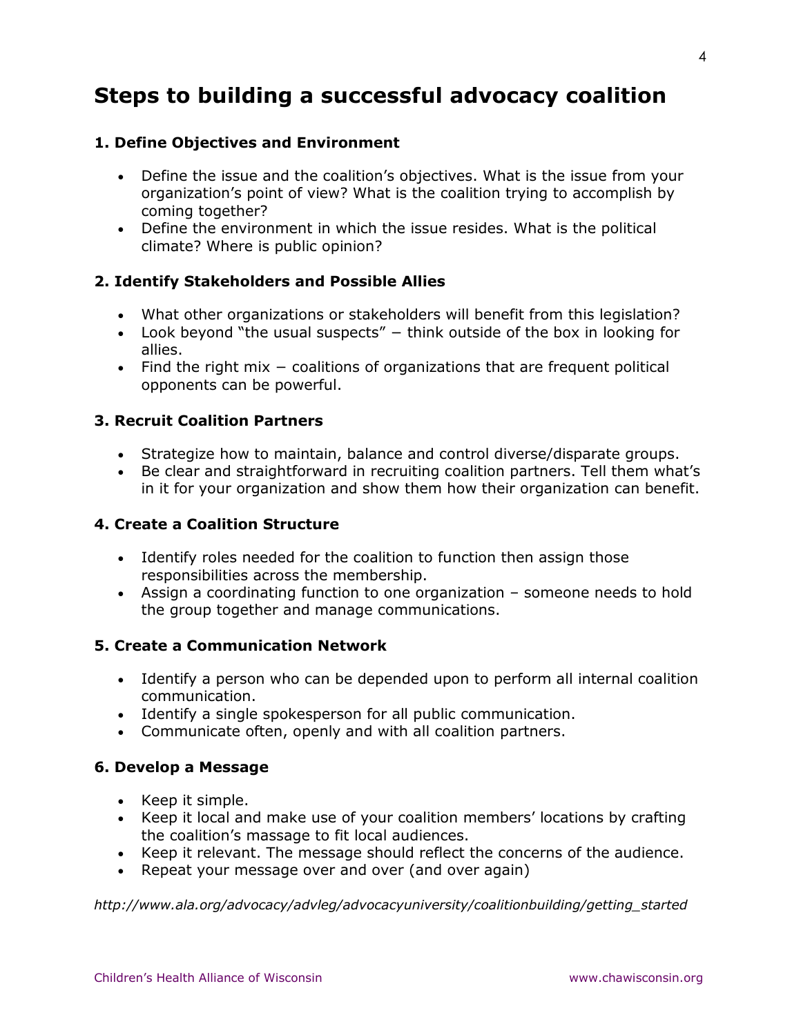# Steps to building a successful advocacy coalition

### 1. Define Objectives and Environment

- Define the issue and the coalition's objectives. What is the issue from your organization's point of view? What is the coalition trying to accomplish by coming together?
- Define the environment in which the issue resides. What is the political climate? Where is public opinion?

### 2. Identify Stakeholders and Possible Allies

- What other organizations or stakeholders will benefit from this legislation?
- Look beyond "the usual suspects" – think outside of the box in looking for allies.
- Find the right mix – coalitions of organizations that are frequent political opponents can be powerful.

### 3. Recruit Coalition Partners

- Strategize how to maintain, balance and control diverse/disparate groups.
- Be clear and straightforward in recruiting coalition partners. Tell them what's in it for your organization and show them how their organization can benefit.

### 4. Create a Coalition Structure

- Identify roles needed for the coalition to function then assign those responsibilities across the membership.
- Assign a coordinating function to one organization – someone needs to hold the group together and manage communications.

### 5. Create a Communication Network

- Identify a person who can be depended upon to perform all internal coalition communication.
- Identify a single spokesperson for all public communication.
- Communicate often, openly and with all coalition partners.

### 6. Develop a Message

- Keep it simple.
- Keep it local and make use of your coalition members' locations by crafting the coalition's massage to fit local audiences.
- Keep it relevant. The message should reflect the concerns of the audience.
- Repeat your message over and over (and over again)

*http://www.ala.org/advocacy/advleg/advocacyuniversity/coalitionbuilding/getting_started*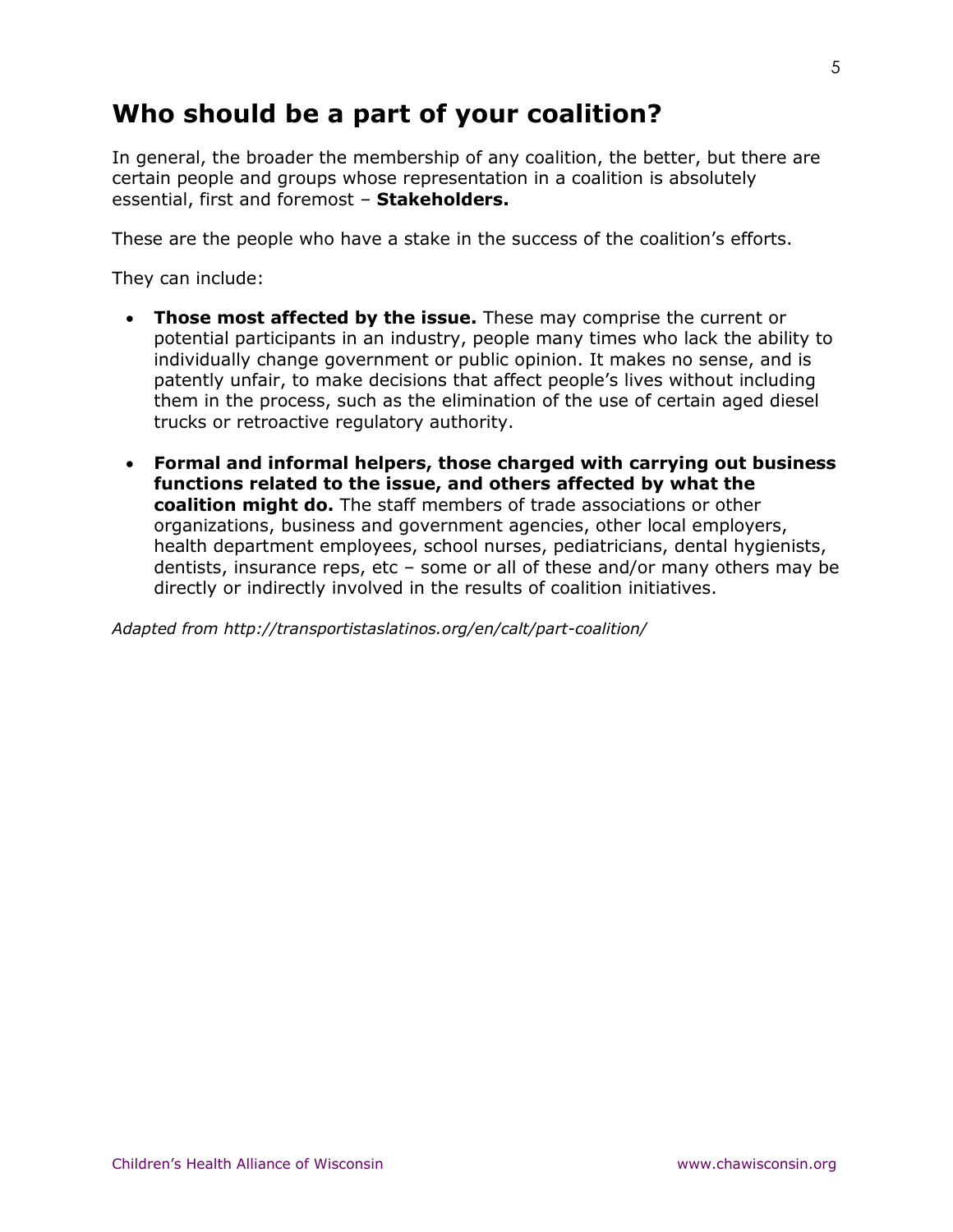## Who should be a part of your coalition?

In general, the broader the membership of any coalition, the better, but there are certain people and groups whose representation in a coalition is absolutely essential, first and foremost – **Stakeholders.**

These are the people who have a stake in the success of the coalition's efforts.

They can include:

- **Those most affected by the issue.** These may comprise the current or potential participants in an industry, people many times who lack the ability to individually change government or public opinion. It makes no sense, and is patently unfair, to make decisions that affect people's lives without including them in the process, such as the elimination of the use of certain aged diesel trucks or retroactive regulatory authority.
- **Formal and informal helpers, those charged with carrying out business functions related to the issue, and others affected by what the coalition might do.** The staff members of trade associations or other organizations, business and government agencies, other local employers, health department employees, school nurses, pediatricians, dental hygienists, dentists, insurance reps, etc – some or all of these and/or many others may be directly or indirectly involved in the results of coalition initiatives.

*Adapted from http://transportistaslatinos.org/en/calt/part-coalition/*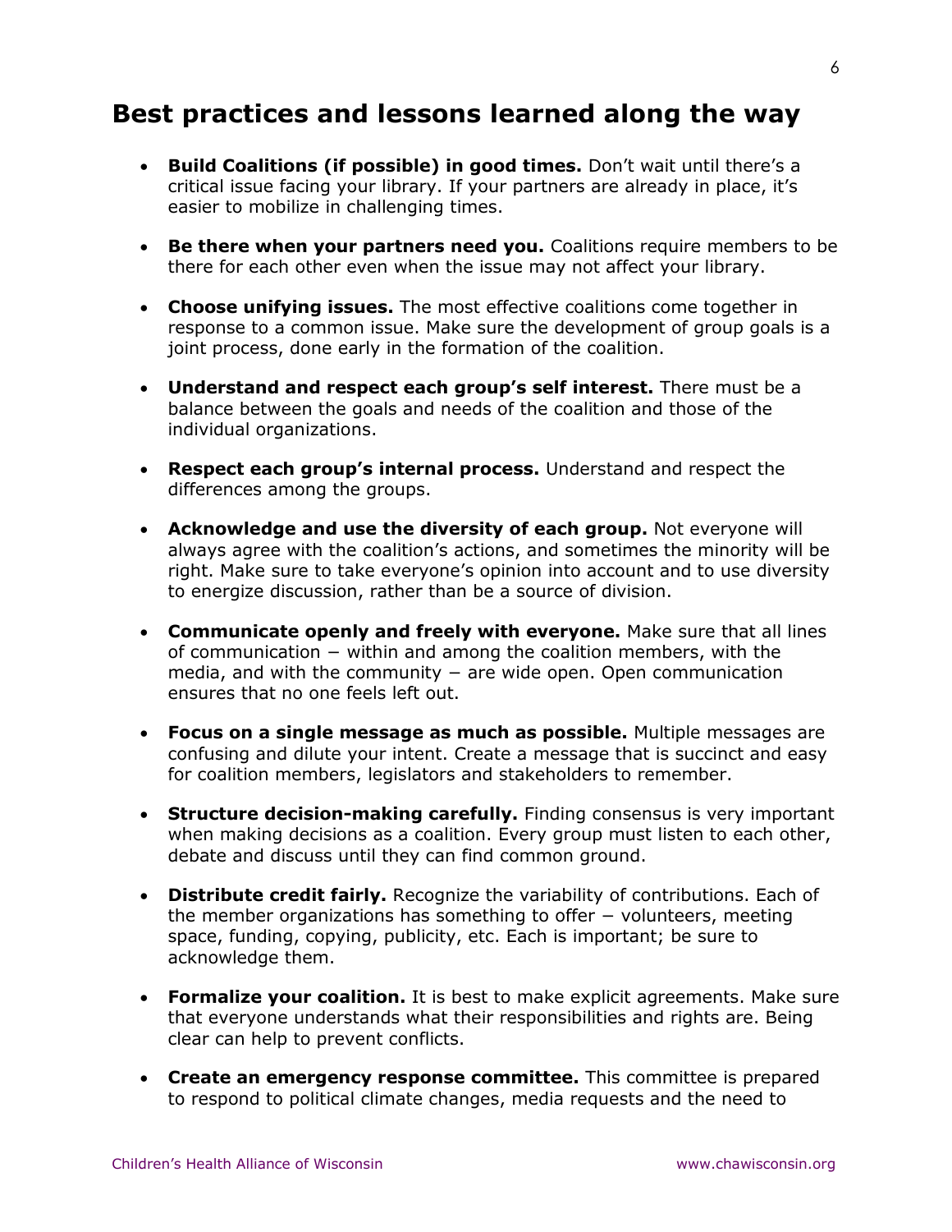## Best practices and lessons learned along the way

- **Build Coalitions (if possible) in good times.** Don't wait until there's a critical issue facing your library. If your partners are already in place, it's easier to mobilize in challenging times.
- **Be there when your partners need you.** Coalitions require members to be there for each other even when the issue may not affect your library.
- **Choose unifying issues.** The most effective coalitions come together in response to a common issue. Make sure the development of group goals is a joint process, done early in the formation of the coalition.
- **Understand and respect each group's self interest.** There must be a balance between the goals and needs of the coalition and those of the individual organizations.
- **Respect each group's internal process.** Understand and respect the differences among the groups.
- **Acknowledge and use the diversity of each group.** Not everyone will always agree with the coalition's actions, and sometimes the minority will be right. Make sure to take everyone's opinion into account and to use diversity to energize discussion, rather than be a source of division.
- **Communicate openly and freely with everyone.** Make sure that all lines of communication − within and among the coalition members, with the media, and with the community − are wide open. Open communication ensures that no one feels left out.
- **Focus on a single message as much as possible.** Multiple messages are confusing and dilute your intent. Create a message that is succinct and easy for coalition members, legislators and stakeholders to remember.
- **Structure decision-making carefully.** Finding consensus is very important when making decisions as a coalition. Every group must listen to each other, debate and discuss until they can find common ground.
- **Distribute credit fairly.** Recognize the variability of contributions. Each of the member organizations has something to offer − volunteers, meeting space, funding, copying, publicity, etc. Each is important; be sure to acknowledge them.
- **Formalize your coalition.** It is best to make explicit agreements. Make sure that everyone understands what their responsibilities and rights are. Being clear can help to prevent conflicts.
- **Create an emergency response committee.** This committee is prepared to respond to political climate changes, media requests and the need to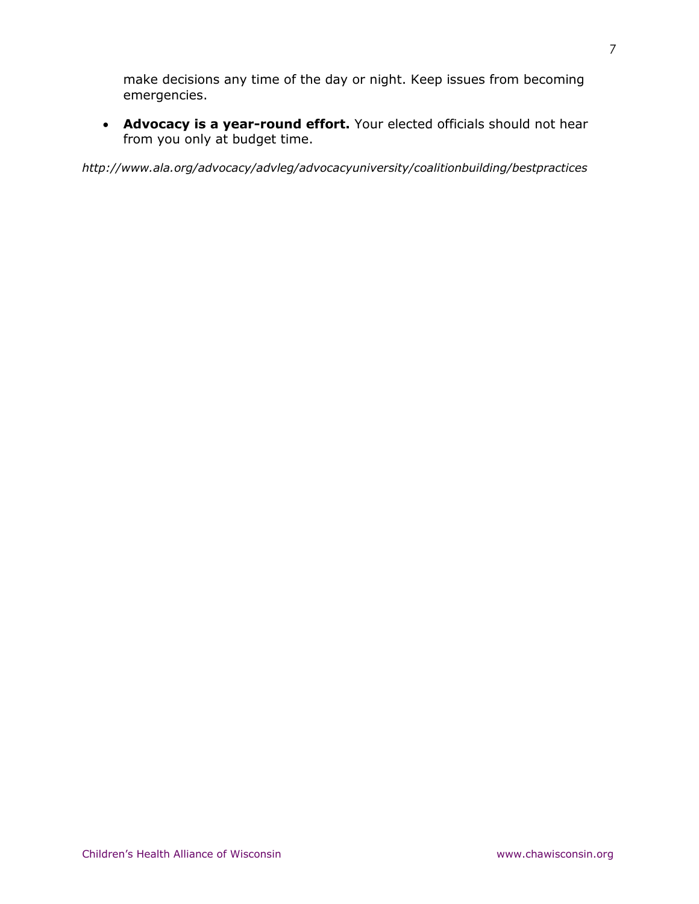make decisions any time of the day or night. Keep issues from becoming emergencies.

- **Advocacy is a year-round effort.** Your elected officials should not hear from you only at budget time.

*http://www.ala.org/advocacy/advleg/advocacyuniversity/coalitionbuilding/bestpractices*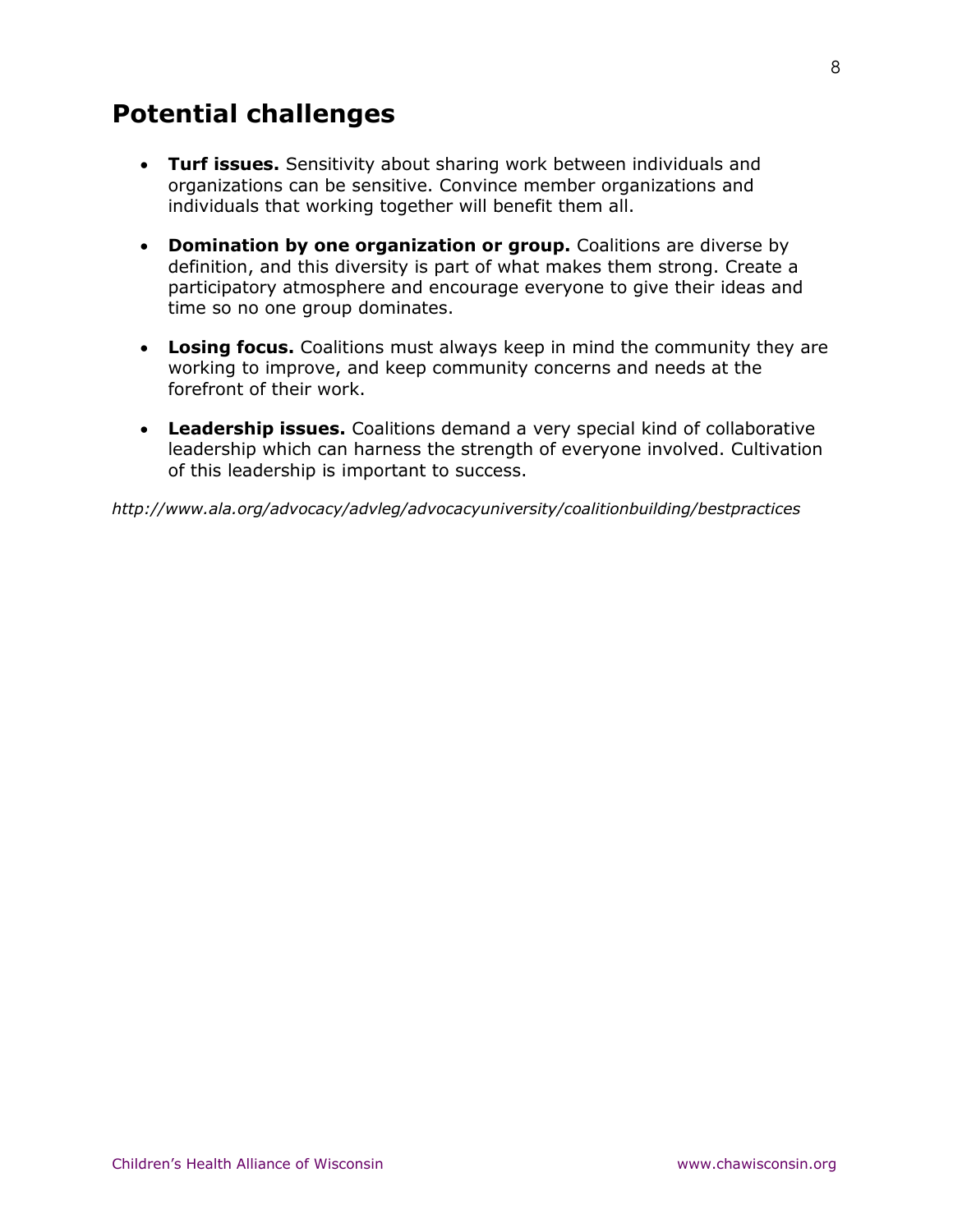## Potential challenges

- **Turf issues.** Sensitivity about sharing work between individuals and organizations can be sensitive. Convince member organizations and individuals that working together will benefit them all.
- **Domination by one organization or group.** Coalitions are diverse by definition, and this diversity is part of what makes them strong. Create a participatory atmosphere and encourage everyone to give their ideas and time so no one group dominates.
- **Losing focus.** Coalitions must always keep in mind the community they are working to improve, and keep community concerns and needs at the forefront of their work.
- **Leadership issues.** Coalitions demand a very special kind of collaborative leadership which can harness the strength of everyone involved. Cultivation of this leadership is important to success.

*http://www.ala.org/advocacy/advleg/advocacyuniversity/coalitionbuilding/bestpractices*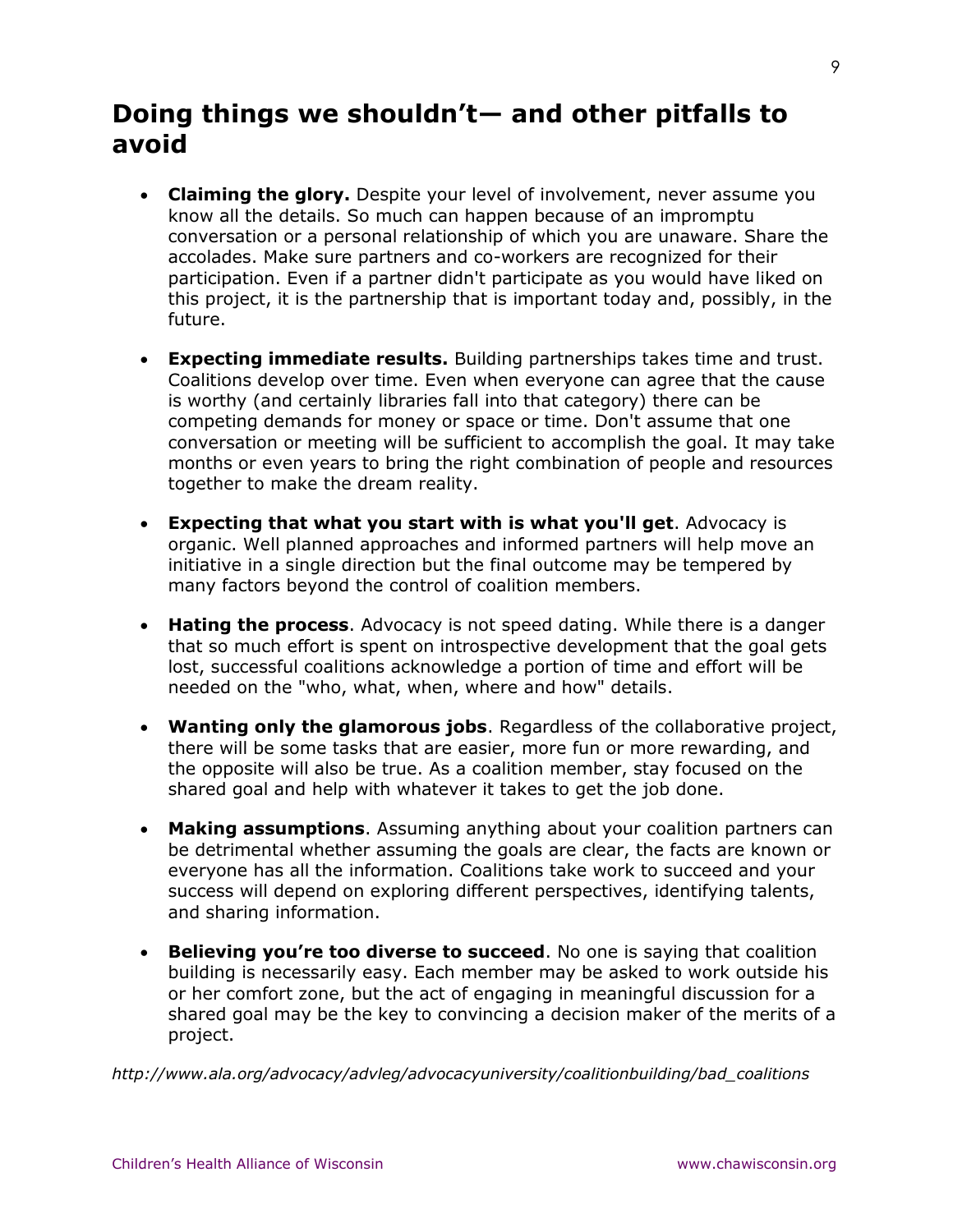# Doing things we shouldn't— and other pitfalls to avoid

- **Claiming the glory.** Despite your level of involvement, never assume you know all the details. So much can happen because of an impromptu conversation or a personal relationship of which you are unaware. Share the accolades. Make sure partners and co-workers are recognized for their participation. Even if a partner didn't participate as you would have liked on this project, it is the partnership that is important today and, possibly, in the future.

- **Expecting immediate results.** Building partnerships takes time and trust. Coalitions develop over time. Even when everyone can agree that the cause is worthy (and certainly libraries fall into that category) there can be competing demands for money or space or time. Don't assume that one conversation or meeting will be sufficient to accomplish the goal. It may take months or even years to bring the right combination of people and resources together to make the dream reality.

- **Expecting that what you start with is what you'll get**. Advocacy is organic. Well planned approaches and informed partners will help move an initiative in a single direction but the final outcome may be tempered by many factors beyond the control of coalition members.

- **Hating the process**. Advocacy is not speed dating. While there is a danger that so much effort is spent on introspective development that the goal gets lost, successful coalitions acknowledge a portion of time and effort will be needed on the "who, what, when, where and how" details.

- **Wanting only the glamorous jobs**. Regardless of the collaborative project, there will be some tasks that are easier, more fun or more rewarding, and the opposite will also be true. As a coalition member, stay focused on the shared goal and help with whatever it takes to get the job done.

- **Making assumptions**. Assuming anything about your coalition partners can be detrimental whether assuming the goals are clear, the facts are known or everyone has all the information. Coalitions take work to succeed and your success will depend on exploring different perspectives, identifying talents, and sharing information.

- **Believing you're too diverse to succeed**. No one is saying that coalition building is necessarily easy. Each member may be asked to work outside his or her comfort zone, but the act of engaging in meaningful discussion for a shared goal may be the key to convincing a decision maker of the merits of a project.

*http://www.ala.org/advocacy/advleg/advocacyuniversity/coalitionbuilding/bad_coalitions*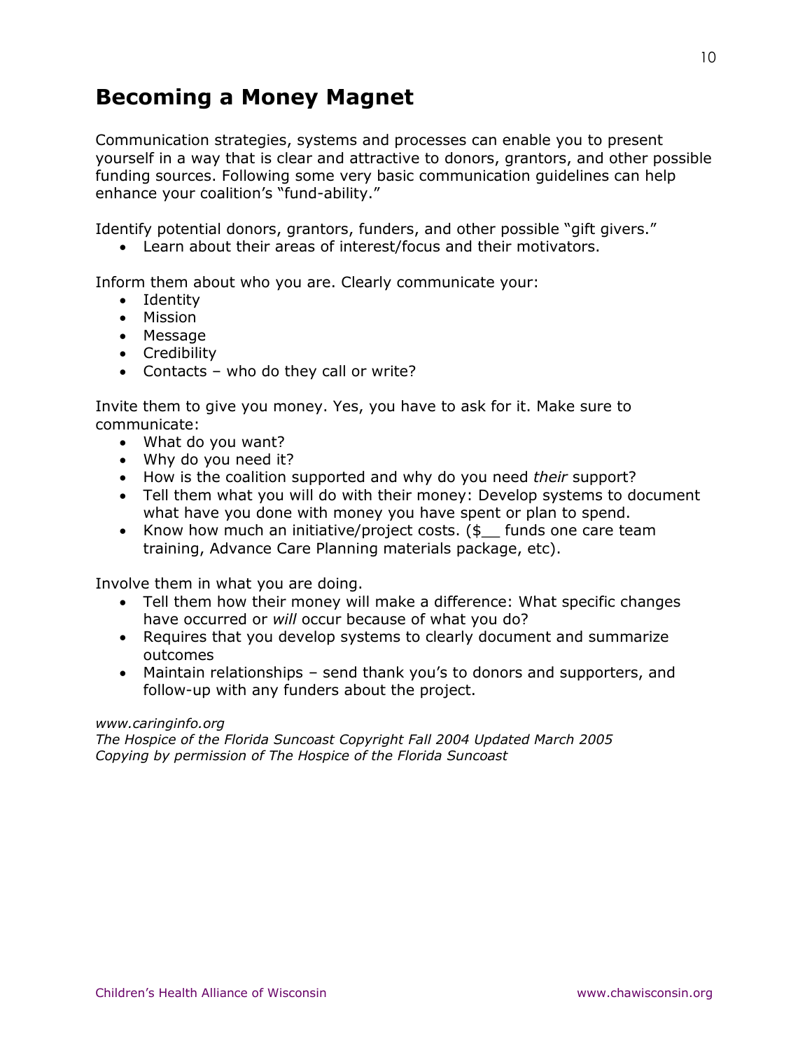# Becoming a Money Magnet

Communication strategies, systems and processes can enable you to present yourself in a way that is clear and attractive to donors, grantors, and other possible funding sources. Following some very basic communication guidelines can help enhance your coalition's "fund-ability."

Identify potential donors, grantors, funders, and other possible "gift givers."

- Learn about their areas of interest/focus and their motivators.

Inform them about who you are. Clearly communicate your:

- Identity
- Mission
- Message
- Credibility
- Contacts – who do they call or write?

Invite them to give you money. Yes, you have to ask for it. Make sure to communicate:

- What do you want?
- Why do you need it?
- How is the coalition supported and why do you need *their* support?
- Tell them what you will do with their money: Develop systems to document what have you done with money you have spent or plan to spend.
- Know how much an initiative/project costs. ($__ funds one care team training, Advance Care Planning materials package, etc).

Involve them in what you are doing.

- Tell them how their money will make a difference: What specific changes have occurred or *will* occur because of what you do?
- Requires that you develop systems to clearly document and summarize outcomes
- Maintain relationships – send thank you's to donors and supporters, and follow-up with any funders about the project.

*www.caringinfo.org*
*The Hospice of the Florida Suncoast Copyright Fall 2004 Updated March 2005*
*Copying by permission of The Hospice of the Florida Suncoast*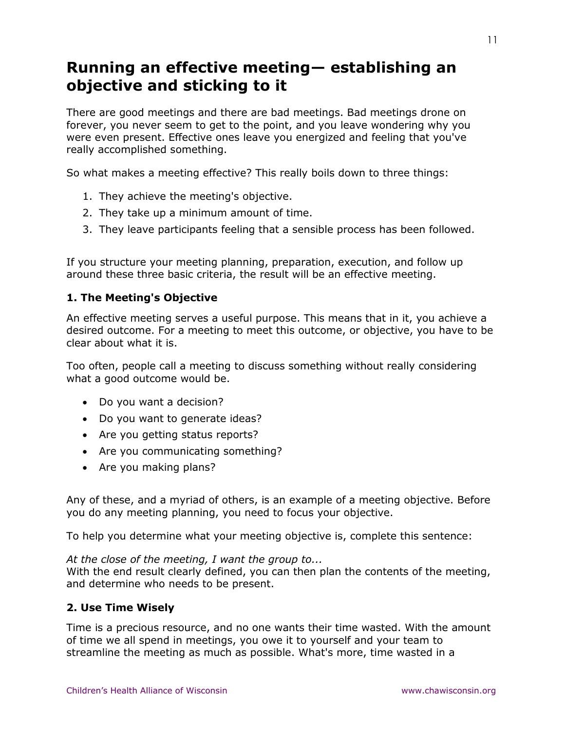# Running an effective meeting— establishing an objective and sticking to it

There are good meetings and there are bad meetings. Bad meetings drone on forever, you never seem to get to the point, and you leave wondering why you were even present. Effective ones leave you energized and feeling that you've really accomplished something.

So what makes a meeting effective? This really boils down to three things:

1. They achieve the meeting's objective.
2. They take up a minimum amount of time.
3. They leave participants feeling that a sensible process has been followed.

If you structure your meeting planning, preparation, execution, and follow up around these three basic criteria, the result will be an effective meeting.

### 1. The Meeting's Objective

An effective meeting serves a useful purpose. This means that in it, you achieve a desired outcome. For a meeting to meet this outcome, or objective, you have to be clear about what it is.

Too often, people call a meeting to discuss something without really considering what a good outcome would be.

- Do you want a decision?
- Do you want to generate ideas?
- Are you getting status reports?
- Are you communicating something?
- Are you making plans?

Any of these, and a myriad of others, is an example of a meeting objective. Before you do any meeting planning, you need to focus your objective.

To help you determine what your meeting objective is, complete this sentence:

*At the close of the meeting, I want the group to...*
With the end result clearly defined, you can then plan the contents of the meeting, and determine who needs to be present.

### 2. Use Time Wisely

Time is a precious resource, and no one wants their time wasted. With the amount of time we all spend in meetings, you owe it to yourself and your team to streamline the meeting as much as possible. What's more, time wasted in a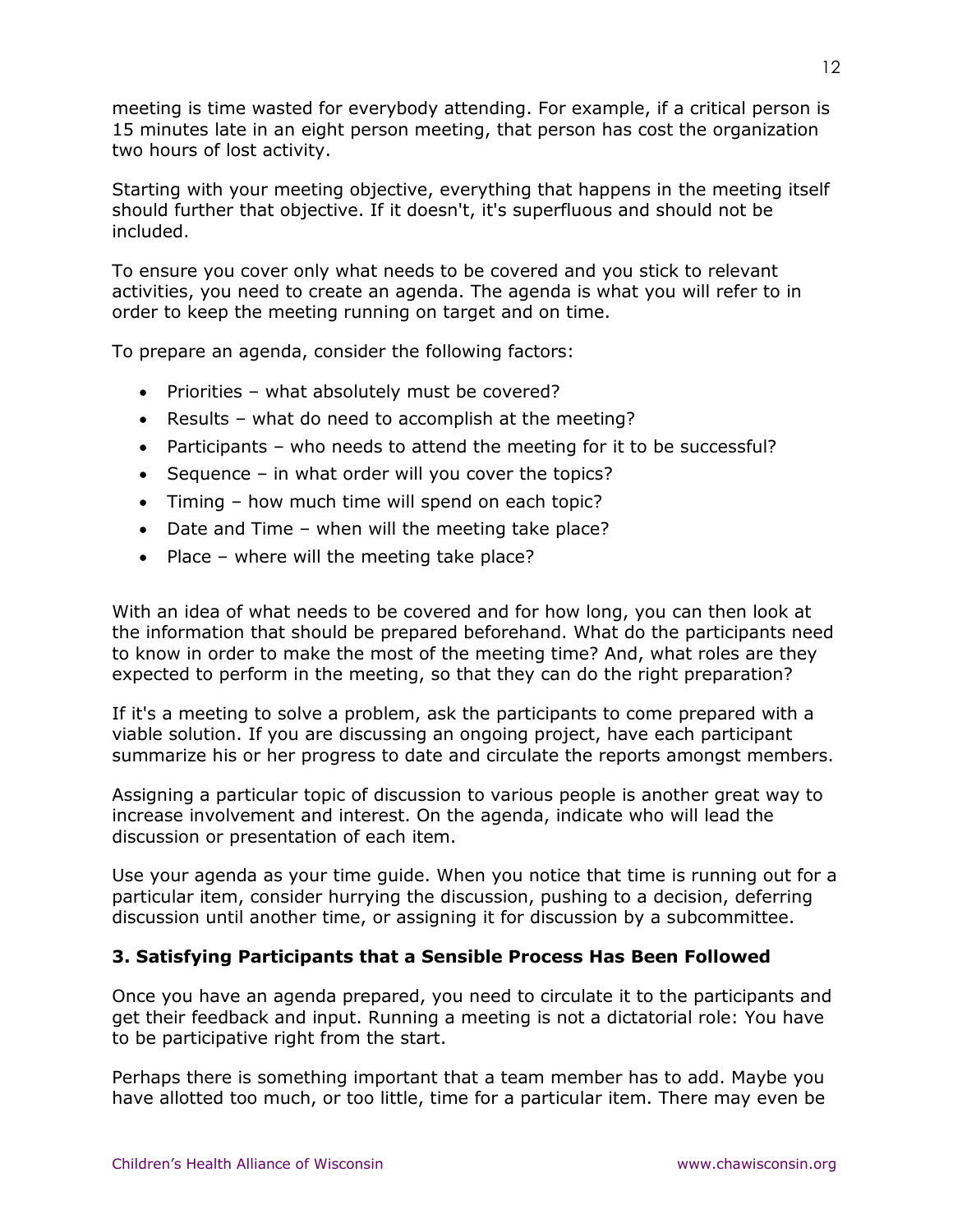meeting is time wasted for everybody attending. For example, if a critical person is 15 minutes late in an eight person meeting, that person has cost the organization two hours of lost activity.

Starting with your meeting objective, everything that happens in the meeting itself should further that objective. If it doesn't, it's superfluous and should not be included.

To ensure you cover only what needs to be covered and you stick to relevant activities, you need to create an agenda. The agenda is what you will refer to in order to keep the meeting running on target and on time.

To prepare an agenda, consider the following factors:

- Priorities – what absolutely must be covered?
- Results – what do need to accomplish at the meeting?
- Participants – who needs to attend the meeting for it to be successful?
- Sequence – in what order will you cover the topics?
- Timing – how much time will spend on each topic?
- Date and Time – when will the meeting take place?
- Place – where will the meeting take place?

With an idea of what needs to be covered and for how long, you can then look at the information that should be prepared beforehand. What do the participants need to know in order to make the most of the meeting time? And, what roles are they expected to perform in the meeting, so that they can do the right preparation?

If it's a meeting to solve a problem, ask the participants to come prepared with a viable solution. If you are discussing an ongoing project, have each participant summarize his or her progress to date and circulate the reports amongst members.

Assigning a particular topic of discussion to various people is another great way to increase involvement and interest. On the agenda, indicate who will lead the discussion or presentation of each item.

Use your agenda as your time guide. When you notice that time is running out for a particular item, consider hurrying the discussion, pushing to a decision, deferring discussion until another time, or assigning it for discussion by a subcommittee.

### 3. Satisfying Participants that a Sensible Process Has Been Followed

Once you have an agenda prepared, you need to circulate it to the participants and get their feedback and input. Running a meeting is not a dictatorial role: You have to be participative right from the start.

Perhaps there is something important that a team member has to add. Maybe you have allotted too much, or too little, time for a particular item. There may even be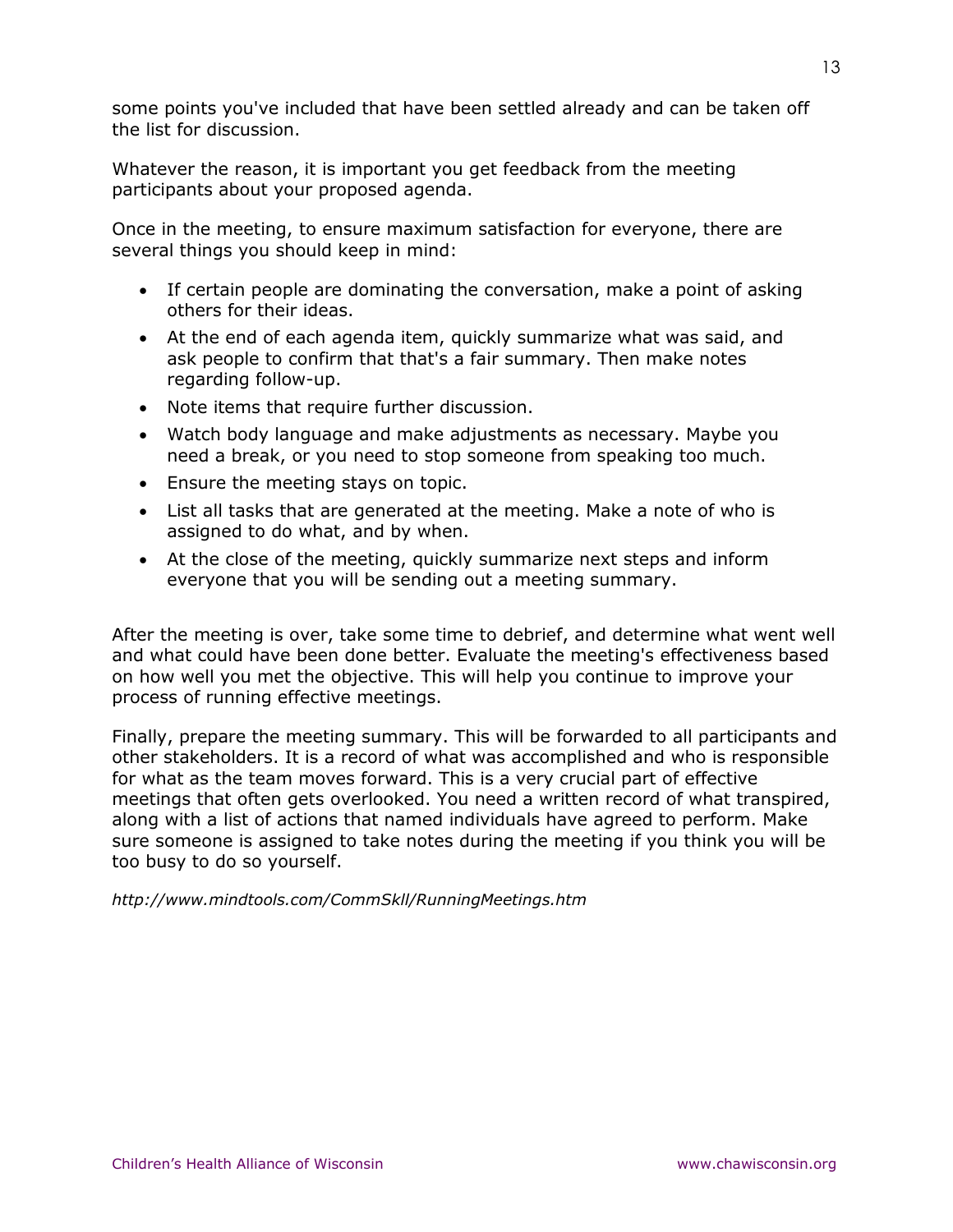some points you've included that have been settled already and can be taken off the list for discussion.

Whatever the reason, it is important you get feedback from the meeting participants about your proposed agenda.

Once in the meeting, to ensure maximum satisfaction for everyone, there are several things you should keep in mind:

- If certain people are dominating the conversation, make a point of asking others for their ideas.
- At the end of each agenda item, quickly summarize what was said, and ask people to confirm that that's a fair summary. Then make notes regarding follow-up.
- Note items that require further discussion.
- Watch body language and make adjustments as necessary. Maybe you need a break, or you need to stop someone from speaking too much.
- Ensure the meeting stays on topic.
- List all tasks that are generated at the meeting. Make a note of who is assigned to do what, and by when.
- At the close of the meeting, quickly summarize next steps and inform everyone that you will be sending out a meeting summary.

After the meeting is over, take some time to debrief, and determine what went well and what could have been done better. Evaluate the meeting's effectiveness based on how well you met the objective. This will help you continue to improve your process of running effective meetings.

Finally, prepare the meeting summary. This will be forwarded to all participants and other stakeholders. It is a record of what was accomplished and who is responsible for what as the team moves forward. This is a very crucial part of effective meetings that often gets overlooked. You need a written record of what transpired, along with a list of actions that named individuals have agreed to perform. Make sure someone is assigned to take notes during the meeting if you think you will be too busy to do so yourself.

*http://www.mindtools.com/CommSkll/RunningMeetings.htm*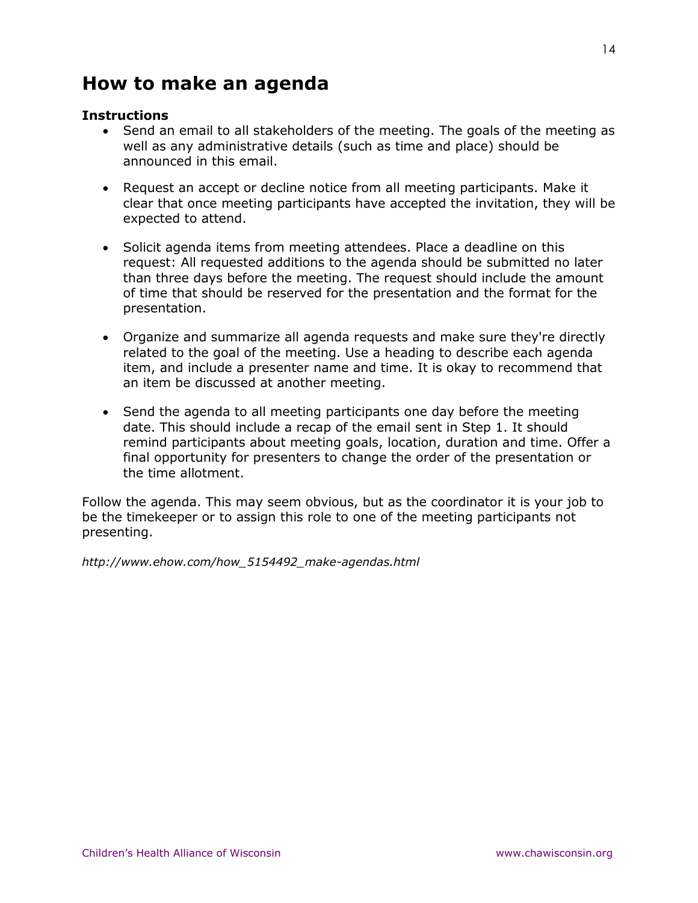## How to make an agenda

**Instructions**

- Send an email to all stakeholders of the meeting. The goals of the meeting as well as any administrative details (such as time and place) should be announced in this email.

- Request an accept or decline notice from all meeting participants. Make it clear that once meeting participants have accepted the invitation, they will be expected to attend.

- Solicit agenda items from meeting attendees. Place a deadline on this request: All requested additions to the agenda should be submitted no later than three days before the meeting. The request should include the amount of time that should be reserved for the presentation and the format for the presentation.

- Organize and summarize all agenda requests and make sure they're directly related to the goal of the meeting. Use a heading to describe each agenda item, and include a presenter name and time. It is okay to recommend that an item be discussed at another meeting.

- Send the agenda to all meeting participants one day before the meeting date. This should include a recap of the email sent in Step 1. It should remind participants about meeting goals, location, duration and time. Offer a final opportunity for presenters to change the order of the presentation or the time allotment.

Follow the agenda. This may seem obvious, but as the coordinator it is your job to be the timekeeper or to assign this role to one of the meeting participants not presenting.

*http://www.ehow.com/how_5154492_make-agendas.html*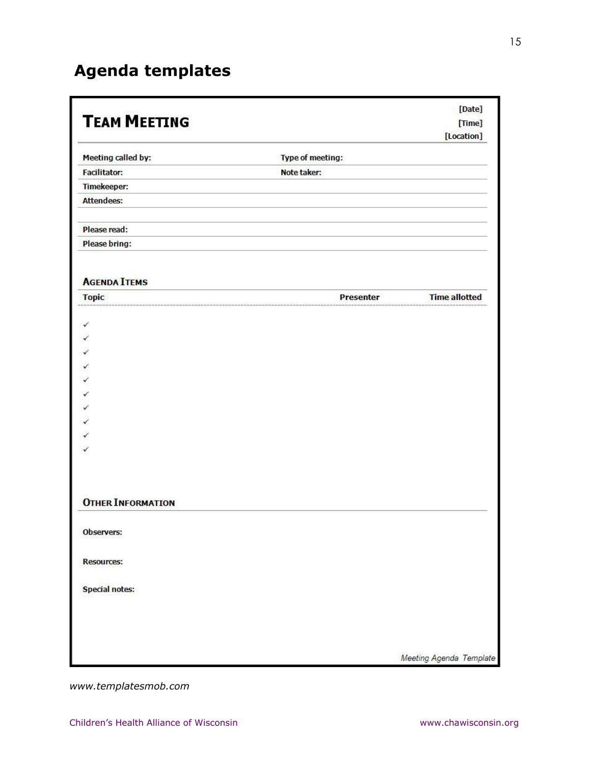# Agenda templates

## TEAM MEETING

[Date]
[Time]
[Location]

**Meeting called by:** | **Type of meeting:**
**Facilitator:** | **Note taker:**
**Timekeeper:**
**Attendees:**

**Please read:**
**Please bring:**

### AGENDA ITEMS

| Topic | Presenter | Time allotted |
|---|---|---|
| ✓ | | |
| ✓ | | |
| ✓ | | |
| ✓ | | |
| ✓ | | |
| ✓ | | |
| ✓ | | |
| ✓ | | |
| ✓ | | |
| ✓ | | |

### OTHER INFORMATION

**Observers:**

**Resources:**

**Special notes:**

*Meeting Agenda Template*

*www.templatesmob.com*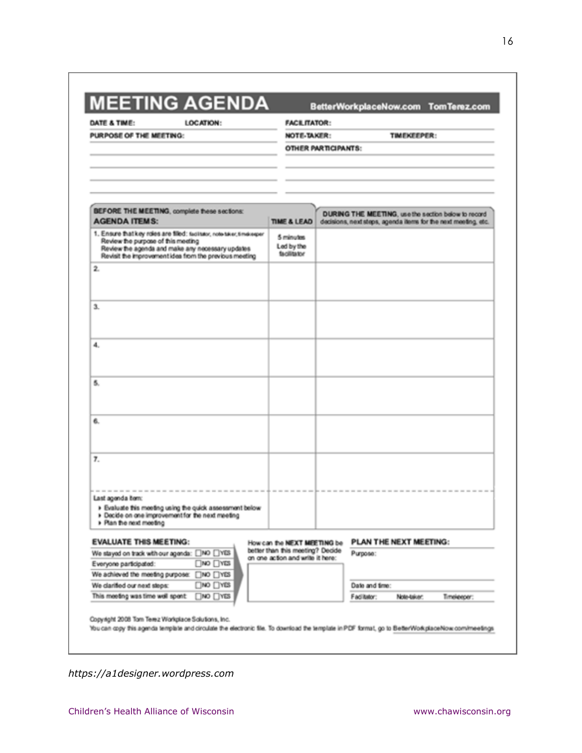# MEETING AGENDA

BetterWorkplaceNow.com TomTerez.com

**DATE & TIME:** **LOCATION:**

**PURPOSE OF THE MEETING:**

**FACILITATOR:**

**NOTE-TAKER:** **TIMEKEEPER:**

**OTHER PARTICIPANTS:**

| **BEFORE THE MEETING**, complete these sections: **AGENDA ITEMS:** | **TIME & LEAD** | **DURING THE MEETING**, use the section below to record decisions, next steps, agenda items for the next meeting, etc. |
|---|---|---|
| 1. Ensure that key roles are filled: facilitator, note-taker, timekeeper<br>Review the purpose of this meeting<br>Review the agenda and make any necessary updates<br>Revisit the improvement idea from the previous meeting | 5 minutes<br>Led by the facilitator | |
| 2. | | |
| 3. | | |
| 4. | | |
| 5. | | |
| 6. | | |
| 7. | | |
| Last agenda item:<br>▸ Evaluate this meeting using the quick assessment below<br>▸ Decide on one improvement for the next meeting<br>▸ Plan the next meeting | | |

**EVALUATE THIS MEETING:**

| | |
|---|---|
| We stayed on track with our agenda: | ☐NO ☐YES |
| Everyone participated: | ☐NO ☐YES |
| We achieved the meeting purpose: | ☐NO ☐YES |
| We clarified our next steps: | ☐NO ☐YES |
| This meeting was time well spent: | ☐NO ☐YES |

How can the **NEXT MEETING** be better than this meeting? Decide on one action and write it here:

**PLAN THE NEXT MEETING:**

Purpose:

Date and time:

Facilitator: Note-taker: Timekeeper:

Copyright 2008 Tom Terez Workplace Solutions, Inc.

You can copy this agenda template and circulate the electronic file. To download the template in PDF format, go to BetterWorkplaceNow.com/meetings

*https://a1designer.wordpress.com*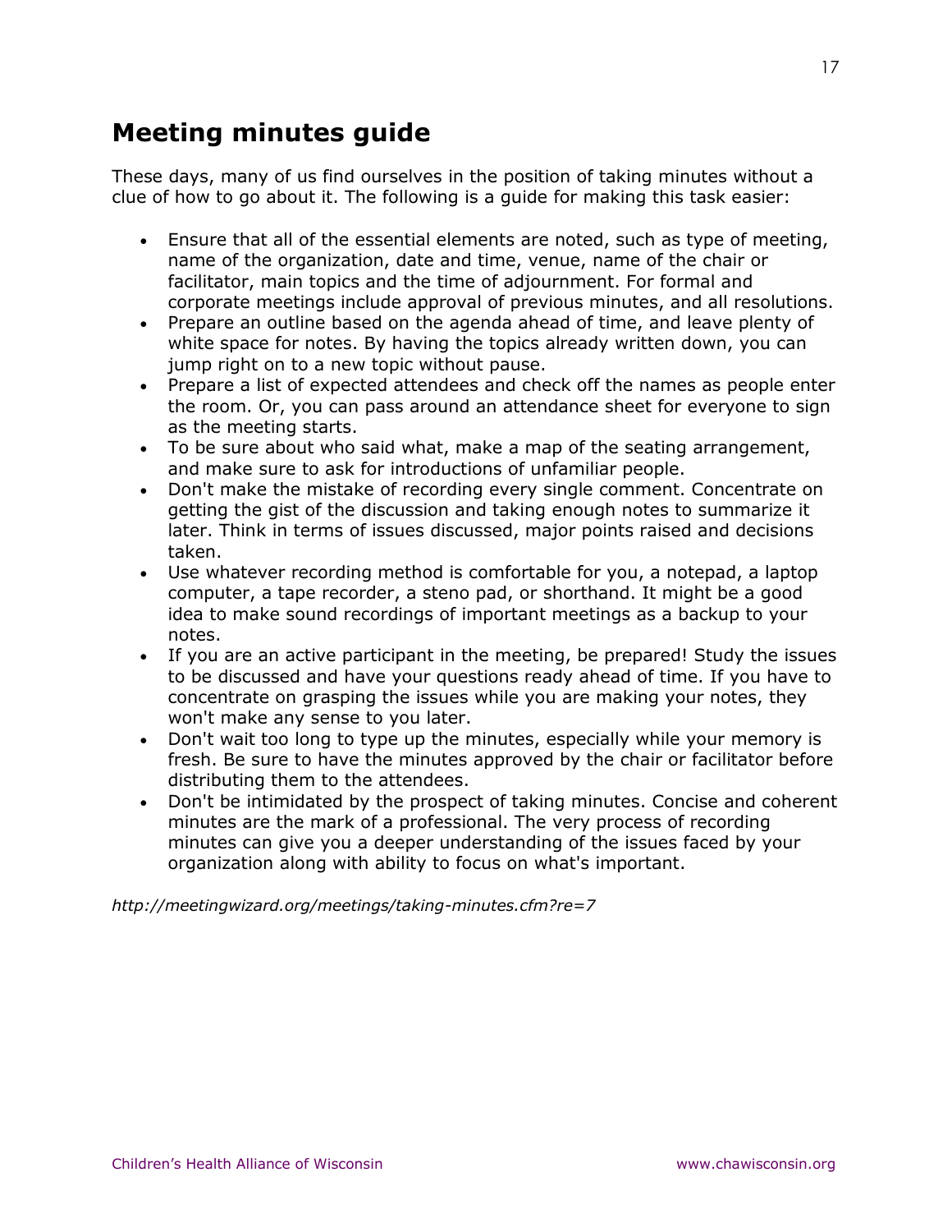## Meeting minutes guide

These days, many of us find ourselves in the position of taking minutes without a clue of how to go about it. The following is a guide for making this task easier:

- Ensure that all of the essential elements are noted, such as type of meeting, name of the organization, date and time, venue, name of the chair or facilitator, main topics and the time of adjournment. For formal and corporate meetings include approval of previous minutes, and all resolutions.
- Prepare an outline based on the agenda ahead of time, and leave plenty of white space for notes. By having the topics already written down, you can jump right on to a new topic without pause.
- Prepare a list of expected attendees and check off the names as people enter the room. Or, you can pass around an attendance sheet for everyone to sign as the meeting starts.
- To be sure about who said what, make a map of the seating arrangement, and make sure to ask for introductions of unfamiliar people.
- Don't make the mistake of recording every single comment. Concentrate on getting the gist of the discussion and taking enough notes to summarize it later. Think in terms of issues discussed, major points raised and decisions taken.
- Use whatever recording method is comfortable for you, a notepad, a laptop computer, a tape recorder, a steno pad, or shorthand. It might be a good idea to make sound recordings of important meetings as a backup to your notes.
- If you are an active participant in the meeting, be prepared! Study the issues to be discussed and have your questions ready ahead of time. If you have to concentrate on grasping the issues while you are making your notes, they won't make any sense to you later.
- Don't wait too long to type up the minutes, especially while your memory is fresh. Be sure to have the minutes approved by the chair or facilitator before distributing them to the attendees.
- Don't be intimidated by the prospect of taking minutes. Concise and coherent minutes are the mark of a professional. The very process of recording minutes can give you a deeper understanding of the issues faced by your organization along with ability to focus on what's important.

*http://meetingwizard.org/meetings/taking-minutes.cfm?re=7*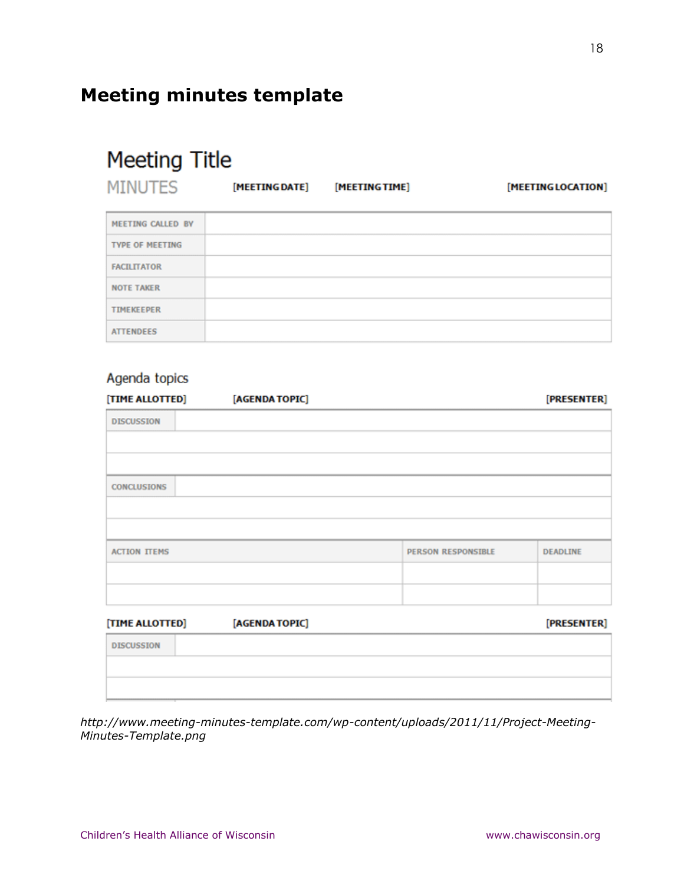## Meeting minutes template

# Meeting Title

MINUTES [MEETING DATE] [MEETING TIME] [MEETING LOCATION]

| | |
|---|---|
| MEETING CALLED BY | |
| TYPE OF MEETING | |
| FACILITATOR | |
| NOTE TAKER | |
| TIMEKEEPER | |
| ATTENDEES | |

### Agenda topics

[TIME ALLOTTED] [AGENDA TOPIC] [PRESENTER]

| | |
|---|---|
| DISCUSSION | |
| | |
| | |
| CONCLUSIONS | |
| | |
| | |

| ACTION ITEMS | PERSON RESPONSIBLE | DEADLINE |
|---|---|---|
| | | |
| | | |

[TIME ALLOTTED] [AGENDA TOPIC] [PRESENTER]

| | |
|---|---|
| DISCUSSION | |
| | |
| | |

*http://www.meeting-minutes-template.com/wp-content/uploads/2011/11/Project-Meeting-Minutes-Template.png*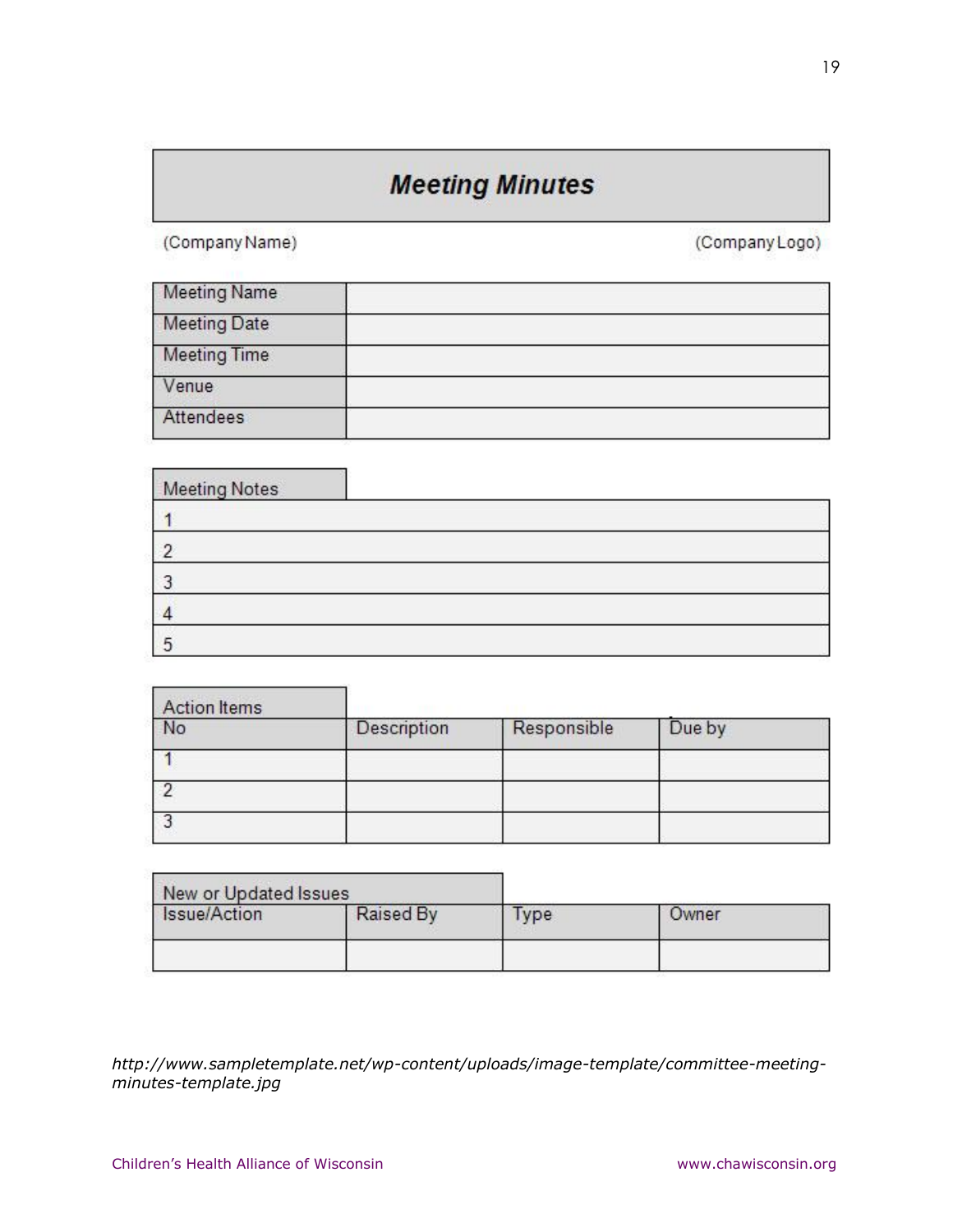## Meeting Minutes

(Company Name) (Company Logo)

| Meeting Name | |
|---|---|
| Meeting Date | |
| Meeting Time | |
| Venue | |
| Attendees | |

| Meeting Notes |
|---|
| 1 |
| 2 |
| 3 |
| 4 |
| 5 |

| Action Items | | | |
|---|---|---|---|
| No | Description | Responsible | Due by |
| 1 | | | |
| 2 | | | |
| 3 | | | |

| New or Updated Issues | | | |
|---|---|---|---|
| Issue/Action | Raised By | Type | Owner |
| | | | |

*http://www.sampletemplate.net/wp-content/uploads/image-template/committee-meeting-minutes-template.jpg*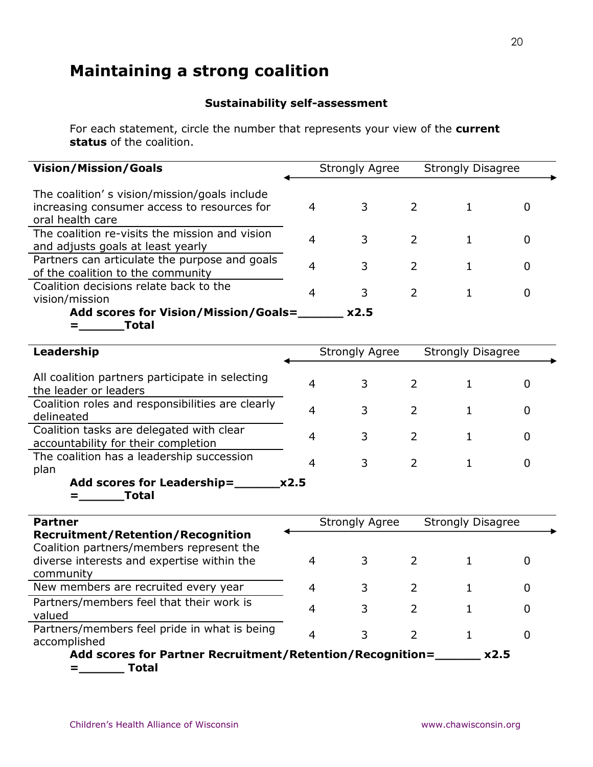## Maintaining a strong coalition

**Sustainability self-assessment**

For each statement, circle the number that represents your view of the **current status** of the coalition.

| **Vision/Mission/Goals** | Strongly Agree | | | Strongly Disagree | |
|---|---|---|---|---|---|
| The coalition' s vision/mission/goals include increasing consumer access to resources for oral health care | 4 | 3 | 2 | 1 | 0 |
| The coalition re-visits the mission and vision and adjusts goals at least yearly | 4 | 3 | 2 | 1 | 0 |
| Partners can articulate the purpose and goals of the coalition to the community | 4 | 3 | 2 | 1 | 0 |
| Coalition decisions relate back to the vision/mission | 4 | 3 | 2 | 1 | 0 |

**Add scores for Vision/Mission/Goals=______ x2.5 =______Total**

| **Leadership** | Strongly Agree | | | Strongly Disagree | |
|---|---|---|---|---|---|
| All coalition partners participate in selecting the leader or leaders | 4 | 3 | 2 | 1 | 0 |
| Coalition roles and responsibilities are clearly delineated | 4 | 3 | 2 | 1 | 0 |
| Coalition tasks are delegated with clear accountability for their completion | 4 | 3 | 2 | 1 | 0 |
| The coalition has a leadership succession plan | 4 | 3 | 2 | 1 | 0 |

**Add scores for Leadership=______x2.5 =______Total**

| **Partner Recruitment/Retention/Recognition** | Strongly Agree | | | Strongly Disagree | |
|---|---|---|---|---|---|
| Coalition partners/members represent the diverse interests and expertise within the community | 4 | 3 | 2 | 1 | 0 |
| New members are recruited every year | 4 | 3 | 2 | 1 | 0 |
| Partners/members feel that their work is valued | 4 | 3 | 2 | 1 | 0 |
| Partners/members feel pride in what is being accomplished | 4 | 3 | 2 | 1 | 0 |

**Add scores for Partner Recruitment/Retention/Recognition=______ x2.5 =______ Total**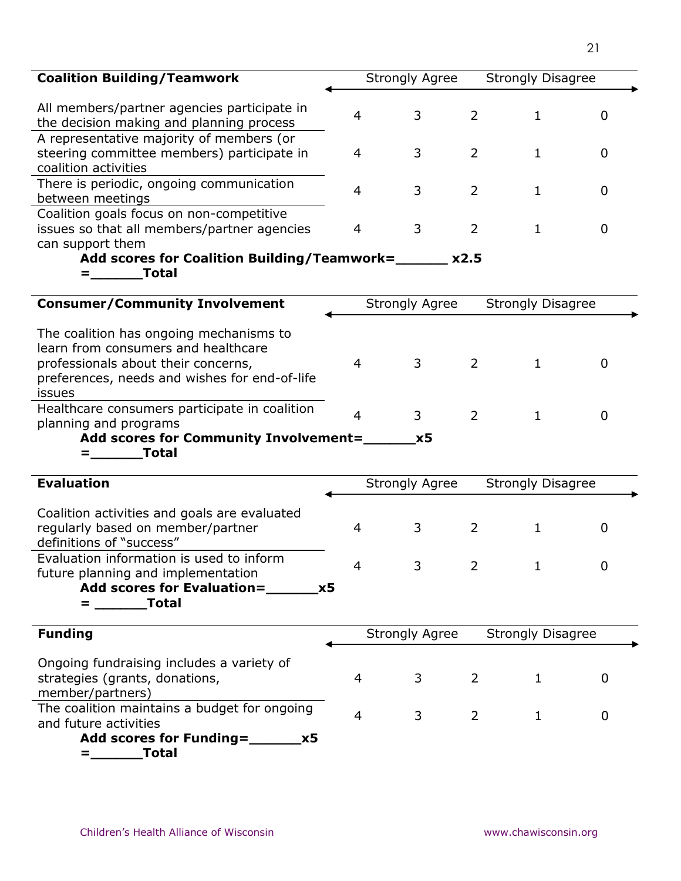| Coalition Building/Teamwork | Strongly Agree | | | Strongly Disagree | |
|---|---|---|---|---|---|
| All members/partner agencies participate in the decision making and planning process | 4 | 3 | 2 | 1 | 0 |
| A representative majority of members (or steering committee members) participate in coalition activities | 4 | 3 | 2 | 1 | 0 |
| There is periodic, ongoing communication between meetings | 4 | 3 | 2 | 1 | 0 |
| Coalition goals focus on non-competitive issues so that all members/partner agencies can support them | 4 | 3 | 2 | 1 | 0 |

**Add scores for Coalition Building/Teamwork=______ x2.5 =______Total**

| Consumer/Community Involvement | Strongly Agree | | | Strongly Disagree | |
|---|---|---|---|---|---|
| The coalition has ongoing mechanisms to learn from consumers and healthcare professionals about their concerns, preferences, needs and wishes for end-of-life issues | 4 | 3 | 2 | 1 | 0 |
| Healthcare consumers participate in coalition planning and programs | 4 | 3 | 2 | 1 | 0 |

**Add scores for Community Involvement=______x5 =______Total**

| Evaluation | Strongly Agree | | | Strongly Disagree | |
|---|---|---|---|---|---|
| Coalition activities and goals are evaluated regularly based on member/partner definitions of "success" | 4 | 3 | 2 | 1 | 0 |
| Evaluation information is used to inform future planning and implementation | 4 | 3 | 2 | 1 | 0 |

**Add scores for Evaluation=______x5 = ______Total**

| Funding | Strongly Agree | | | Strongly Disagree | |
|---|---|---|---|---|---|
| Ongoing fundraising includes a variety of strategies (grants, donations, member/partners) | 4 | 3 | 2 | 1 | 0 |
| The coalition maintains a budget for ongoing and future activities | 4 | 3 | 2 | 1 | 0 |

**Add scores for Funding=______x5 =______Total**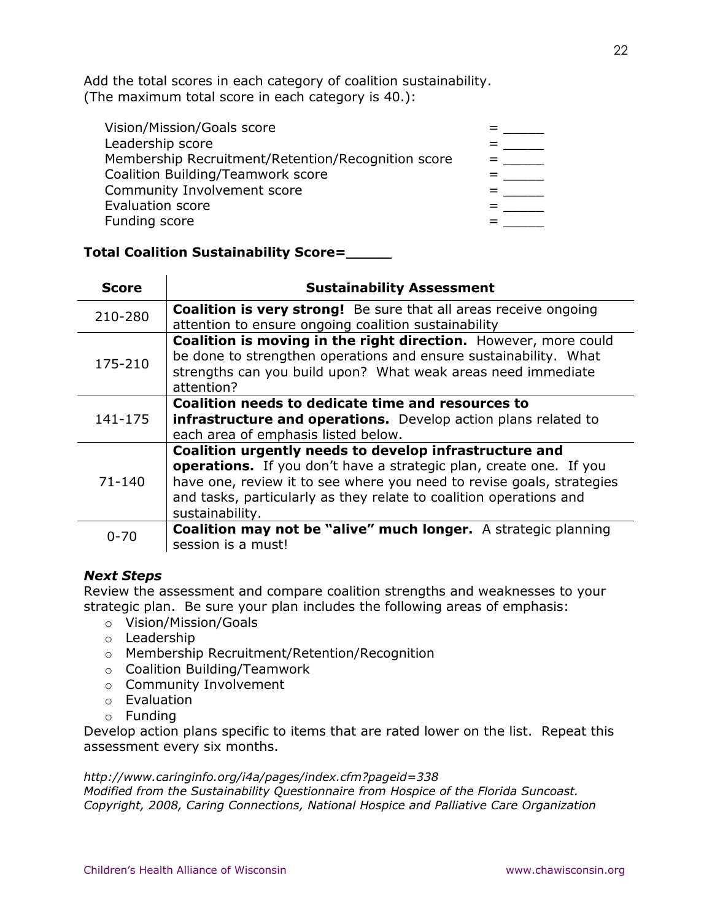Add the total scores in each category of coalition sustainability.
(The maximum total score in each category is 40.):

| | |
|---|---|
| Vision/Mission/Goals score | = _____ |
| Leadership score | = _____ |
| Membership Recruitment/Retention/Recognition score | = _____ |
| Coalition Building/Teamwork score | = _____ |
| Community Involvement score | = _____ |
| Evaluation score | = _____ |
| Funding score | = _____ |

**Total Coalition Sustainability Score=_____**

| Score | Sustainability Assessment |
|---|---|
| 210-280 | **Coalition is very strong!** Be sure that all areas receive ongoing attention to ensure ongoing coalition sustainability |
| 175-210 | **Coalition is moving in the right direction.** However, more could be done to strengthen operations and ensure sustainability. What strengths can you build upon? What weak areas need immediate attention? |
| 141-175 | **Coalition needs to dedicate time and resources to infrastructure and operations.** Develop action plans related to each area of emphasis listed below. |
| 71-140 | **Coalition urgently needs to develop infrastructure and operations.** If you don't have a strategic plan, create one. If you have one, review it to see where you need to revise goals, strategies and tasks, particularly as they relate to coalition operations and sustainability. |
| 0-70 | **Coalition may not be "alive" much longer.** A strategic planning session is a must! |

***Next Steps***

Review the assessment and compare coalition strengths and weaknesses to your strategic plan. Be sure your plan includes the following areas of emphasis:

- Vision/Mission/Goals
- Leadership
- Membership Recruitment/Retention/Recognition
- Coalition Building/Teamwork
- Community Involvement
- Evaluation
- Funding

Develop action plans specific to items that are rated lower on the list. Repeat this assessment every six months.

*http://www.caringinfo.org/i4a/pages/index.cfm?pageid=338*
*Modified from the Sustainability Questionnaire from Hospice of the Florida Suncoast.*
*Copyright, 2008, Caring Connections, National Hospice and Palliative Care Organization*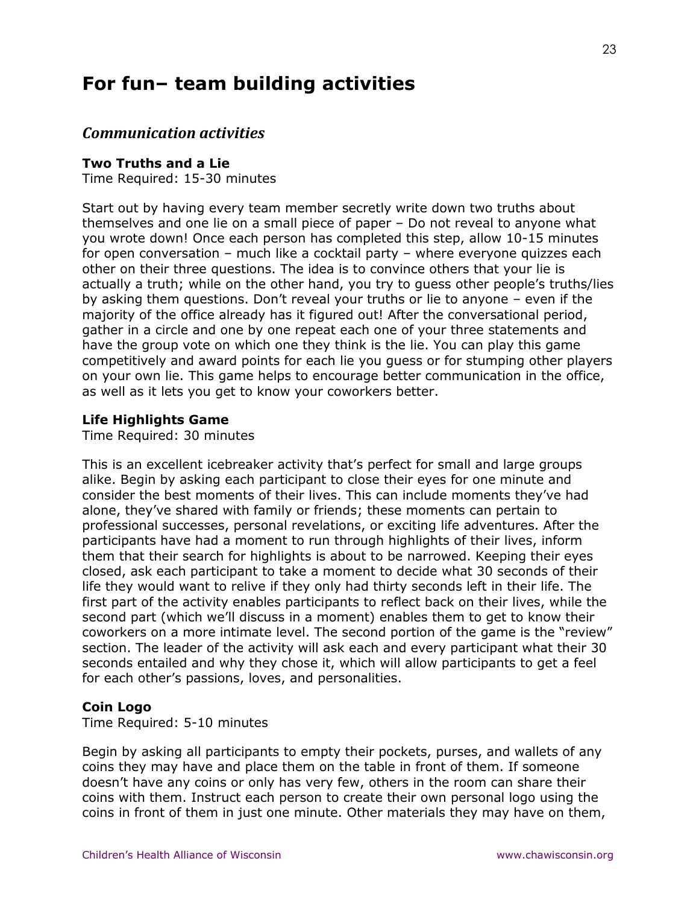# For fun– team building activities

## *Communication activities*

**Two Truths and a Lie**
Time Required: 15-30 minutes

Start out by having every team member secretly write down two truths about themselves and one lie on a small piece of paper – Do not reveal to anyone what you wrote down! Once each person has completed this step, allow 10-15 minutes for open conversation – much like a cocktail party – where everyone quizzes each other on their three questions. The idea is to convince others that your lie is actually a truth; while on the other hand, you try to guess other people's truths/lies by asking them questions. Don't reveal your truths or lie to anyone – even if the majority of the office already has it figured out! After the conversational period, gather in a circle and one by one repeat each one of your three statements and have the group vote on which one they think is the lie. You can play this game competitively and award points for each lie you guess or for stumping other players on your own lie. This game helps to encourage better communication in the office, as well as it lets you get to know your coworkers better.

**Life Highlights Game**
Time Required: 30 minutes

This is an excellent icebreaker activity that's perfect for small and large groups alike. Begin by asking each participant to close their eyes for one minute and consider the best moments of their lives. This can include moments they've had alone, they've shared with family or friends; these moments can pertain to professional successes, personal revelations, or exciting life adventures. After the participants have had a moment to run through highlights of their lives, inform them that their search for highlights is about to be narrowed. Keeping their eyes closed, ask each participant to take a moment to decide what 30 seconds of their life they would want to relive if they only had thirty seconds left in their life. The first part of the activity enables participants to reflect back on their lives, while the second part (which we'll discuss in a moment) enables them to get to know their coworkers on a more intimate level. The second portion of the game is the "review" section. The leader of the activity will ask each and every participant what their 30 seconds entailed and why they chose it, which will allow participants to get a feel for each other's passions, loves, and personalities.

**Coin Logo**
Time Required: 5-10 minutes

Begin by asking all participants to empty their pockets, purses, and wallets of any coins they may have and place them on the table in front of them. If someone doesn't have any coins or only has very few, others in the room can share their coins with them. Instruct each person to create their own personal logo using the coins in front of them in just one minute. Other materials they may have on them,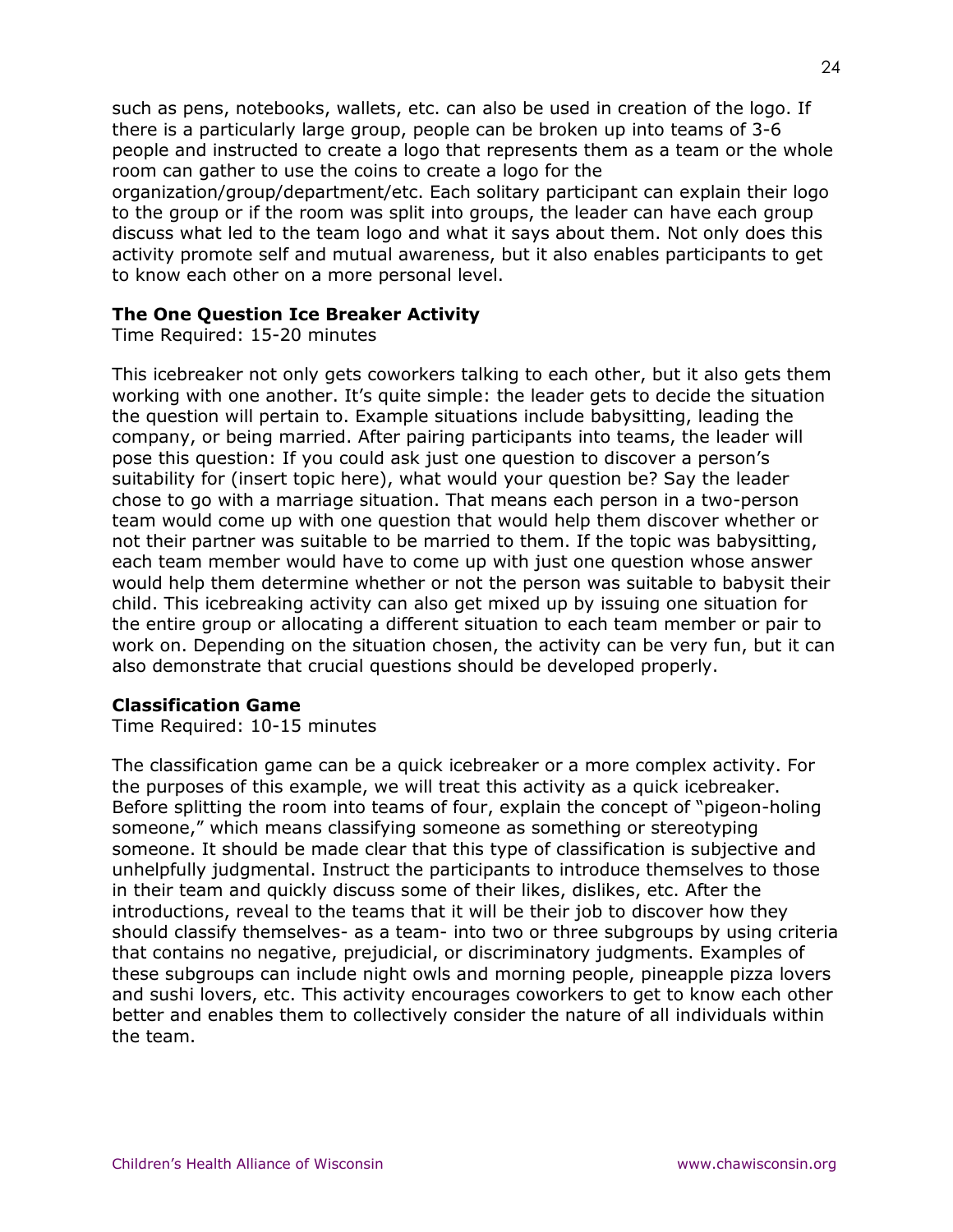such as pens, notebooks, wallets, etc. can also be used in creation of the logo. If there is a particularly large group, people can be broken up into teams of 3-6 people and instructed to create a logo that represents them as a team or the whole room can gather to use the coins to create a logo for the organization/group/department/etc. Each solitary participant can explain their logo to the group or if the room was split into groups, the leader can have each group discuss what led to the team logo and what it says about them. Not only does this activity promote self and mutual awareness, but it also enables participants to get to know each other on a more personal level.

**The One Question Ice Breaker Activity**
Time Required: 15-20 minutes

This icebreaker not only gets coworkers talking to each other, but it also gets them working with one another. It's quite simple: the leader gets to decide the situation the question will pertain to. Example situations include babysitting, leading the company, or being married. After pairing participants into teams, the leader will pose this question: If you could ask just one question to discover a person's suitability for (insert topic here), what would your question be? Say the leader chose to go with a marriage situation. That means each person in a two-person team would come up with one question that would help them discover whether or not their partner was suitable to be married to them. If the topic was babysitting, each team member would have to come up with just one question whose answer would help them determine whether or not the person was suitable to babysit their child. This icebreaking activity can also get mixed up by issuing one situation for the entire group or allocating a different situation to each team member or pair to work on. Depending on the situation chosen, the activity can be very fun, but it can also demonstrate that crucial questions should be developed properly.

**Classification Game**
Time Required: 10-15 minutes

The classification game can be a quick icebreaker or a more complex activity. For the purposes of this example, we will treat this activity as a quick icebreaker. Before splitting the room into teams of four, explain the concept of "pigeon-holing someone," which means classifying someone as something or stereotyping someone. It should be made clear that this type of classification is subjective and unhelpfully judgmental. Instruct the participants to introduce themselves to those in their team and quickly discuss some of their likes, dislikes, etc. After the introductions, reveal to the teams that it will be their job to discover how they should classify themselves- as a team- into two or three subgroups by using criteria that contains no negative, prejudicial, or discriminatory judgments. Examples of these subgroups can include night owls and morning people, pineapple pizza lovers and sushi lovers, etc. This activity encourages coworkers to get to know each other better and enables them to collectively consider the nature of all individuals within the team.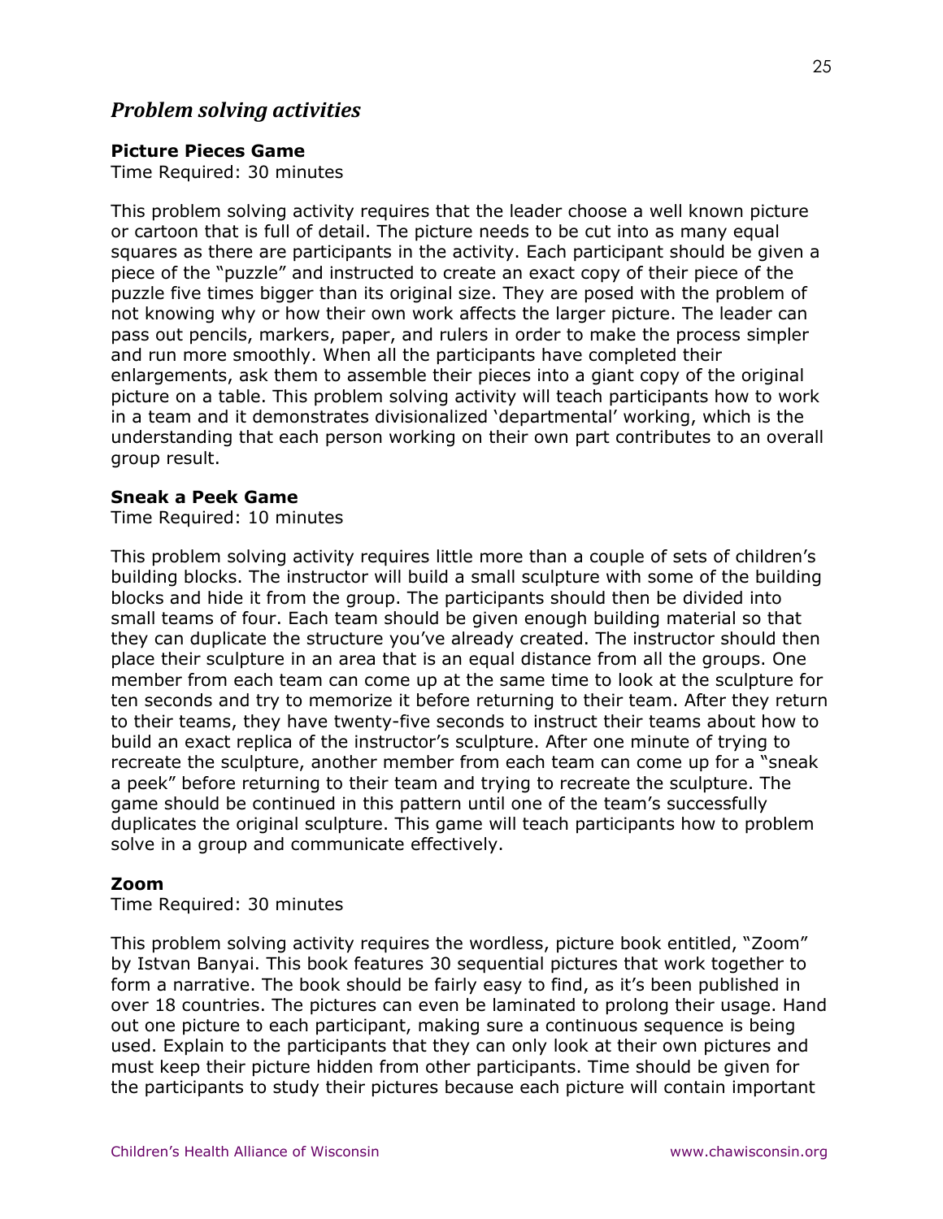## *Problem solving activities*

**Picture Pieces Game**
Time Required: 30 minutes

This problem solving activity requires that the leader choose a well known picture or cartoon that is full of detail. The picture needs to be cut into as many equal squares as there are participants in the activity. Each participant should be given a piece of the "puzzle" and instructed to create an exact copy of their piece of the puzzle five times bigger than its original size. They are posed with the problem of not knowing why or how their own work affects the larger picture. The leader can pass out pencils, markers, paper, and rulers in order to make the process simpler and run more smoothly. When all the participants have completed their enlargements, ask them to assemble their pieces into a giant copy of the original picture on a table. This problem solving activity will teach participants how to work in a team and it demonstrates divisionalized 'departmental' working, which is the understanding that each person working on their own part contributes to an overall group result.

**Sneak a Peek Game**
Time Required: 10 minutes

This problem solving activity requires little more than a couple of sets of children's building blocks. The instructor will build a small sculpture with some of the building blocks and hide it from the group. The participants should then be divided into small teams of four. Each team should be given enough building material so that they can duplicate the structure you've already created. The instructor should then place their sculpture in an area that is an equal distance from all the groups. One member from each team can come up at the same time to look at the sculpture for ten seconds and try to memorize it before returning to their team. After they return to their teams, they have twenty-five seconds to instruct their teams about how to build an exact replica of the instructor's sculpture. After one minute of trying to recreate the sculpture, another member from each team can come up for a "sneak a peek" before returning to their team and trying to recreate the sculpture. The game should be continued in this pattern until one of the team's successfully duplicates the original sculpture. This game will teach participants how to problem solve in a group and communicate effectively.

**Zoom**
Time Required: 30 minutes

This problem solving activity requires the wordless, picture book entitled, "Zoom" by Istvan Banyai. This book features 30 sequential pictures that work together to form a narrative. The book should be fairly easy to find, as it's been published in over 18 countries. The pictures can even be laminated to prolong their usage. Hand out one picture to each participant, making sure a continuous sequence is being used. Explain to the participants that they can only look at their own pictures and must keep their picture hidden from other participants. Time should be given for the participants to study their pictures because each picture will contain important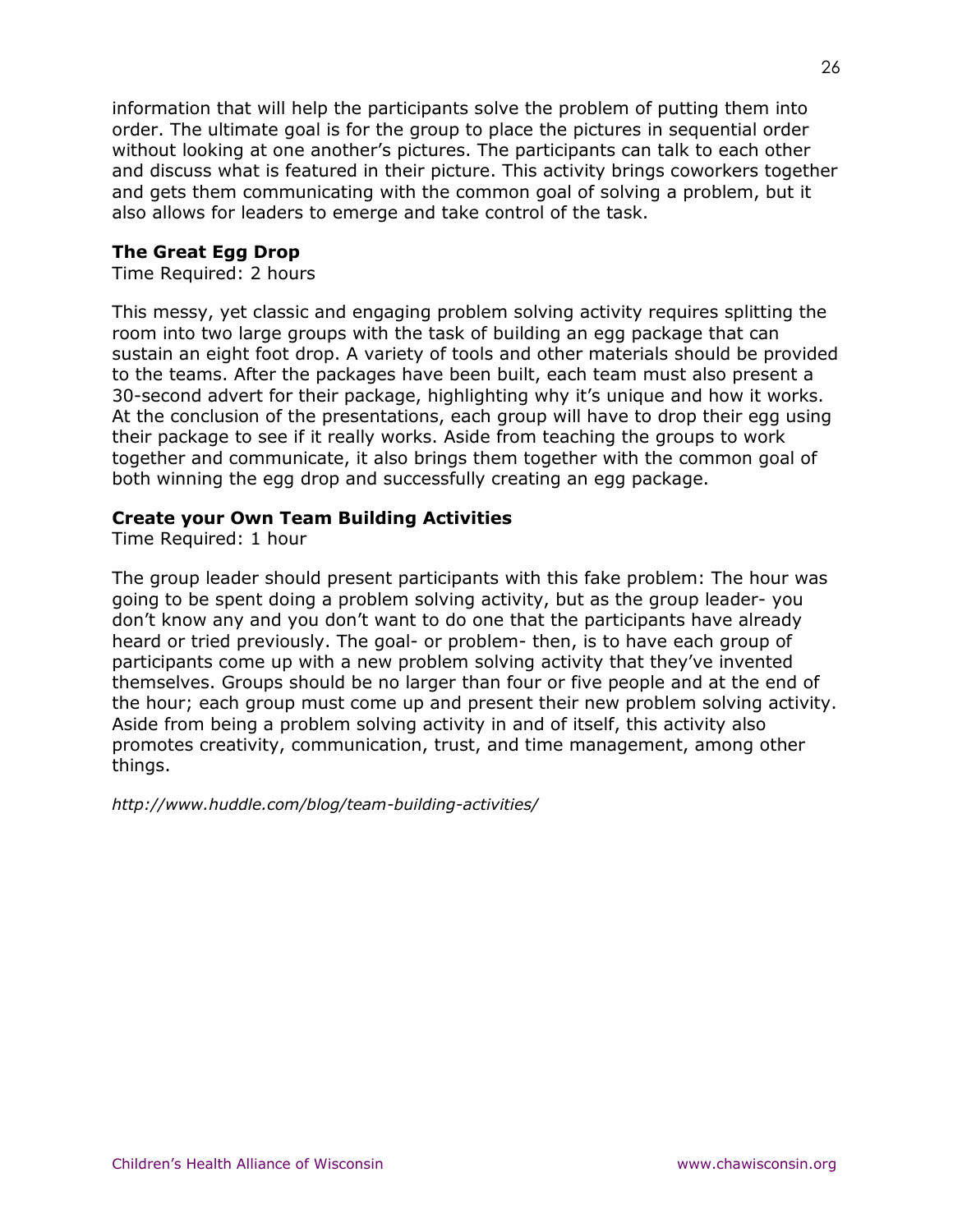information that will help the participants solve the problem of putting them into order. The ultimate goal is for the group to place the pictures in sequential order without looking at one another's pictures. The participants can talk to each other and discuss what is featured in their picture. This activity brings coworkers together and gets them communicating with the common goal of solving a problem, but it also allows for leaders to emerge and take control of the task.

**The Great Egg Drop**
Time Required: 2 hours

This messy, yet classic and engaging problem solving activity requires splitting the room into two large groups with the task of building an egg package that can sustain an eight foot drop. A variety of tools and other materials should be provided to the teams. After the packages have been built, each team must also present a 30-second advert for their package, highlighting why it's unique and how it works. At the conclusion of the presentations, each group will have to drop their egg using their package to see if it really works. Aside from teaching the groups to work together and communicate, it also brings them together with the common goal of both winning the egg drop and successfully creating an egg package.

**Create your Own Team Building Activities**
Time Required: 1 hour

The group leader should present participants with this fake problem: The hour was going to be spent doing a problem solving activity, but as the group leader- you don't know any and you don't want to do one that the participants have already heard or tried previously. The goal- or problem- then, is to have each group of participants come up with a new problem solving activity that they've invented themselves. Groups should be no larger than four or five people and at the end of the hour; each group must come up and present their new problem solving activity. Aside from being a problem solving activity in and of itself, this activity also promotes creativity, communication, trust, and time management, among other things.

*http://www.huddle.com/blog/team-building-activities/*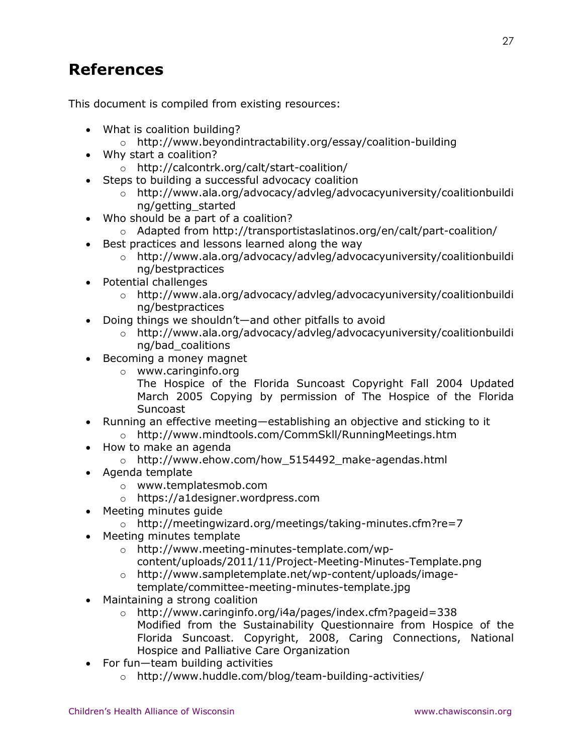# References

This document is compiled from existing resources:

- What is coalition building?
    - http://www.beyondintractability.org/essay/coalition-building
- Why start a coalition?
    - http://calcontrk.org/calt/start-coalition/
- Steps to building a successful advocacy coalition
    - http://www.ala.org/advocacy/advleg/advocacyuniversity/coalitionbuilding/getting_started
- Who should be a part of a coalition?
    - Adapted from http://transportistaslatinos.org/en/calt/part-coalition/
- Best practices and lessons learned along the way
    - http://www.ala.org/advocacy/advleg/advocacyuniversity/coalitionbuilding/bestpractices
- Potential challenges
    - http://www.ala.org/advocacy/advleg/advocacyuniversity/coalitionbuilding/bestpractices
- Doing things we shouldn't—and other pitfalls to avoid
    - http://www.ala.org/advocacy/advleg/advocacyuniversity/coalitionbuilding/bad_coalitions
- Becoming a money magnet
    - www.caringinfo.org
      The Hospice of the Florida Suncoast Copyright Fall 2004 Updated March 2005 Copying by permission of The Hospice of the Florida Suncoast
- Running an effective meeting—establishing an objective and sticking to it
    - http://www.mindtools.com/CommSkll/RunningMeetings.htm
- How to make an agenda
    - http://www.ehow.com/how_5154492_make-agendas.html
- Agenda template
    - www.templatesmob.com
    - https://a1designer.wordpress.com
- Meeting minutes guide
    - http://meetingwizard.org/meetings/taking-minutes.cfm?re=7
- Meeting minutes template
    - http://www.meeting-minutes-template.com/wp-content/uploads/2011/11/Project-Meeting-Minutes-Template.png
    - http://www.sampletemplate.net/wp-content/uploads/image-template/committee-meeting-minutes-template.jpg
- Maintaining a strong coalition
    - http://www.caringinfo.org/i4a/pages/index.cfm?pageid=338
      Modified from the Sustainability Questionnaire from Hospice of the Florida Suncoast. Copyright, 2008, Caring Connections, National Hospice and Palliative Care Organization
- For fun—team building activities
    - http://www.huddle.com/blog/team-building-activities/